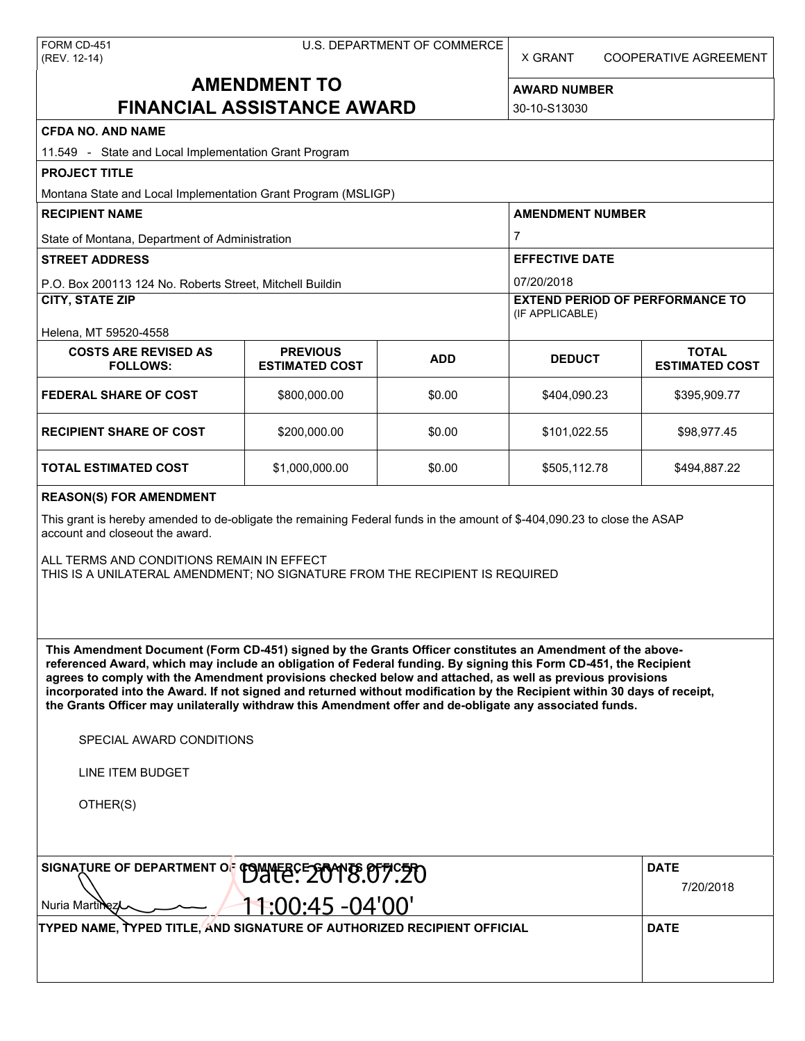FORM CD-451
(REV. 12-14)

U.S. DEPARTMENT OF COMMERCE

X GRANT COOPERATIVE AGREEMENT

# AMENDMENT TO FINANCIAL ASSISTANCE AWARD

**AWARD NUMBER**
30-10-S13030

**CFDA NO. AND NAME**
11.549 - State and Local Implementation Grant Program

**PROJECT TITLE**
Montana State and Local Implementation Grant Program (MSLIGP)

**RECIPIENT NAME**
State of Montana, Department of Administration

**AMENDMENT NUMBER**
7

**STREET ADDRESS**
P.O. Box 200113 124 No. Roberts Street, Mitchell Buildin

**EFFECTIVE DATE**
07/20/2018

**CITY, STATE ZIP**
Helena, MT 59520-4558

**EXTEND PERIOD OF PERFORMANCE TO** (IF APPLICABLE)

| COSTS ARE REVISED AS FOLLOWS: | PREVIOUS ESTIMATED COST | ADD | DEDUCT | TOTAL ESTIMATED COST |
|---|---|---|---|---|
| **FEDERAL SHARE OF COST** | $800,000.00 | $0.00 | $404,090.23 | $395,909.77 |
| **RECIPIENT SHARE OF COST** | $200,000.00 | $0.00 | $101,022.55 | $98,977.45 |
| **TOTAL ESTIMATED COST** | $1,000,000.00 | $0.00 | $505,112.78 | $494,887.22 |

**REASON(S) FOR AMENDMENT**

This grant is hereby amended to de-obligate the remaining Federal funds in the amount of $-404,090.23 to close the ASAP account and closeout the award.

ALL TERMS AND CONDITIONS REMAIN IN EFFECT
THIS IS A UNILATERAL AMENDMENT; NO SIGNATURE FROM THE RECIPIENT IS REQUIRED

**This Amendment Document (Form CD-451) signed by the Grants Officer constitutes an Amendment of the above-referenced Award, which may include an obligation of Federal funding. By signing this Form CD-451, the Recipient agrees to comply with the Amendment provisions checked below and attached, as well as previous provisions incorporated into the Award. If not signed and returned without modification by the Recipient within 30 days of receipt, the Grants Officer may unilaterally withdraw this Amendment offer and de-obligate any associated funds.**

SPECIAL AWARD CONDITIONS

LINE ITEM BUDGET

OTHER(S)

**SIGNATURE OF DEPARTMENT OF COMMERCE GRANTS OFFICER**
Nuria Martinez
Date: 2018.07.20 11:00:45 -04'00'

**DATE**
7/20/2018

**TYPED NAME, TYPED TITLE, AND SIGNATURE OF AUTHORIZED RECIPIENT OFFICIAL**

**DATE**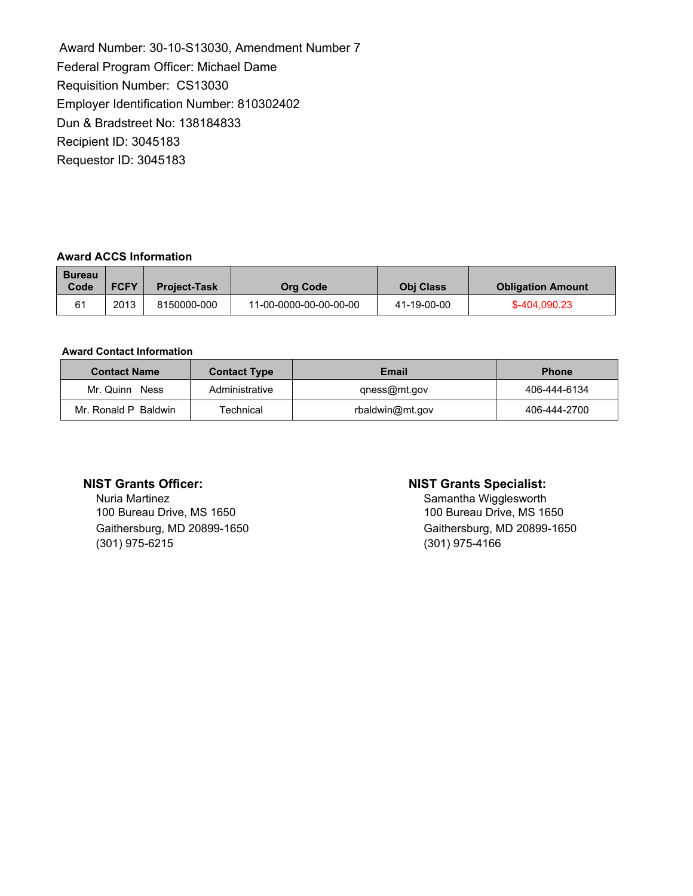Award Number: 30-10-S13030, Amendment Number 7
Federal Program Officer: Michael Dame
Requisition Number: CS13030
Employer Identification Number: 810302402
Dun & Bradstreet No: 138184833
Recipient ID: 3045183
Requestor ID: 3045183

**Award ACCS Information**

| Bureau Code | FCFY | Project-Task | Org Code | Obj Class | Obligation Amount |
|---|---|---|---|---|---|
| 61 | 2013 | 8150000-000 | 11-00-0000-00-00-00-00 | 41-19-00-00 | $-404,090.23 |

**Award Contact Information**

| Contact Name | Contact Type | Email | Phone |
|---|---|---|---|
| Mr. Quinn Ness | Administrative | qness@mt.gov | 406-444-6134 |
| Mr. Ronald P Baldwin | Technical | rbaldwin@mt.gov | 406-444-2700 |

**NIST Grants Officer:**
Nuria Martinez
100 Bureau Drive, MS 1650
Gaithersburg, MD 20899-1650
(301) 975-6215

**NIST Grants Specialist:**
Samantha Wigglesworth
100 Bureau Drive, MS 1650
Gaithersburg, MD 20899-1650
(301) 975-4166